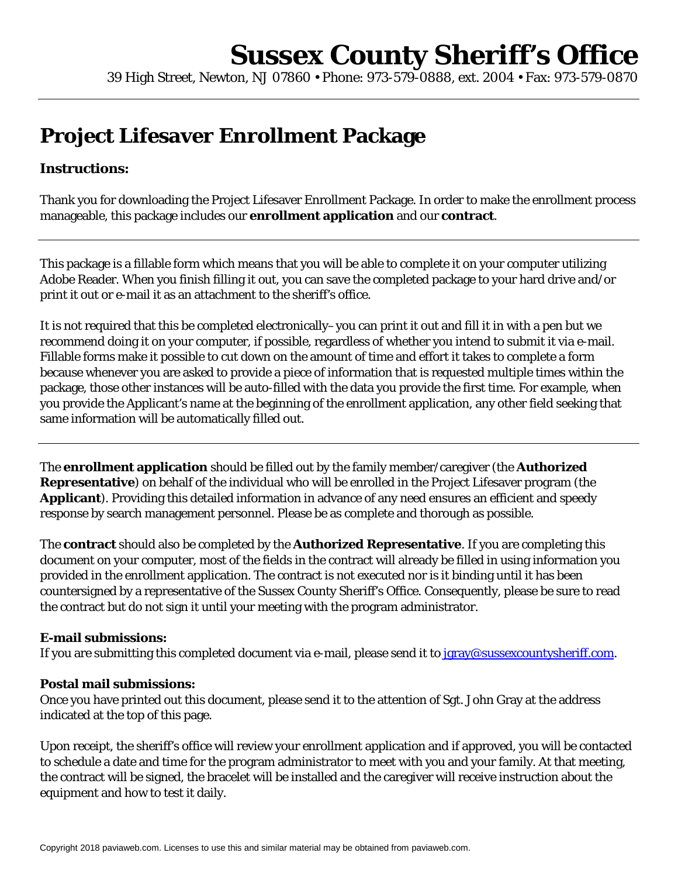# Sussex County Sheriff's Office

39 High Street, Newton, NJ 07860 • Phone: 973-579-0888, ext. 2004 • Fax: 973-579-0870

---

## Project Lifesaver Enrollment Package

### Instructions:

Thank you for downloading the Project Lifesaver Enrollment Package. In order to make the enrollment process manageable, this package includes our **enrollment application** and our **contract**.

---

This package is a fillable form which means that you will be able to complete it on your computer utilizing Adobe Reader. When you finish filling it out, you can save the completed package to your hard drive and/or print it out or e-mail it as an attachment to the sheriff's office.

It is not required that this be completed electronically– you can print it out and fill it in with a pen but we recommend doing it on your computer, if possible, regardless of whether you intend to submit it via e-mail. Fillable forms make it possible to cut down on the amount of time and effort it takes to complete a form because whenever you are asked to provide a piece of information that is requested multiple times within the package, those other instances will be auto-filled with the data you provide the first time. For example, when you provide the Applicant's name at the beginning of the enrollment application, any other field seeking that same information will be automatically filled out.

---

The **enrollment application** should be filled out by the family member/caregiver (the **Authorized Representative**) on behalf of the individual who will be enrolled in the Project Lifesaver program (the **Applicant**). Providing this detailed information in advance of any need ensures an efficient and speedy response by search management personnel. Please be as complete and thorough as possible.

The **contract** should also be completed by the **Authorized Representative**. If you are completing this document on your computer, most of the fields in the contract will already be filled in using information you provided in the enrollment application. The contract is not executed nor is it binding until it has been countersigned by a representative of the Sussex County Sheriff's Office. Consequently, please be sure to read the contract but do not sign it until your meeting with the program administrator.

**E-mail submissions:**
If you are submitting this completed document via e-mail, please send it to jgray@sussexcountysheriff.com.

**Postal mail submissions:**
Once you have printed out this document, please send it to the attention of Sgt. John Gray at the address indicated at the top of this page.

Upon receipt, the sheriff's office will review your enrollment application and if approved, you will be contacted to schedule a date and time for the program administrator to meet with you and your family. At that meeting, the contract will be signed, the bracelet will be installed and the caregiver will receive instruction about the equipment and how to test it daily.

Copyright 2018 paviaweb.com. Licenses to use this and similar material may be obtained from paviaweb.com.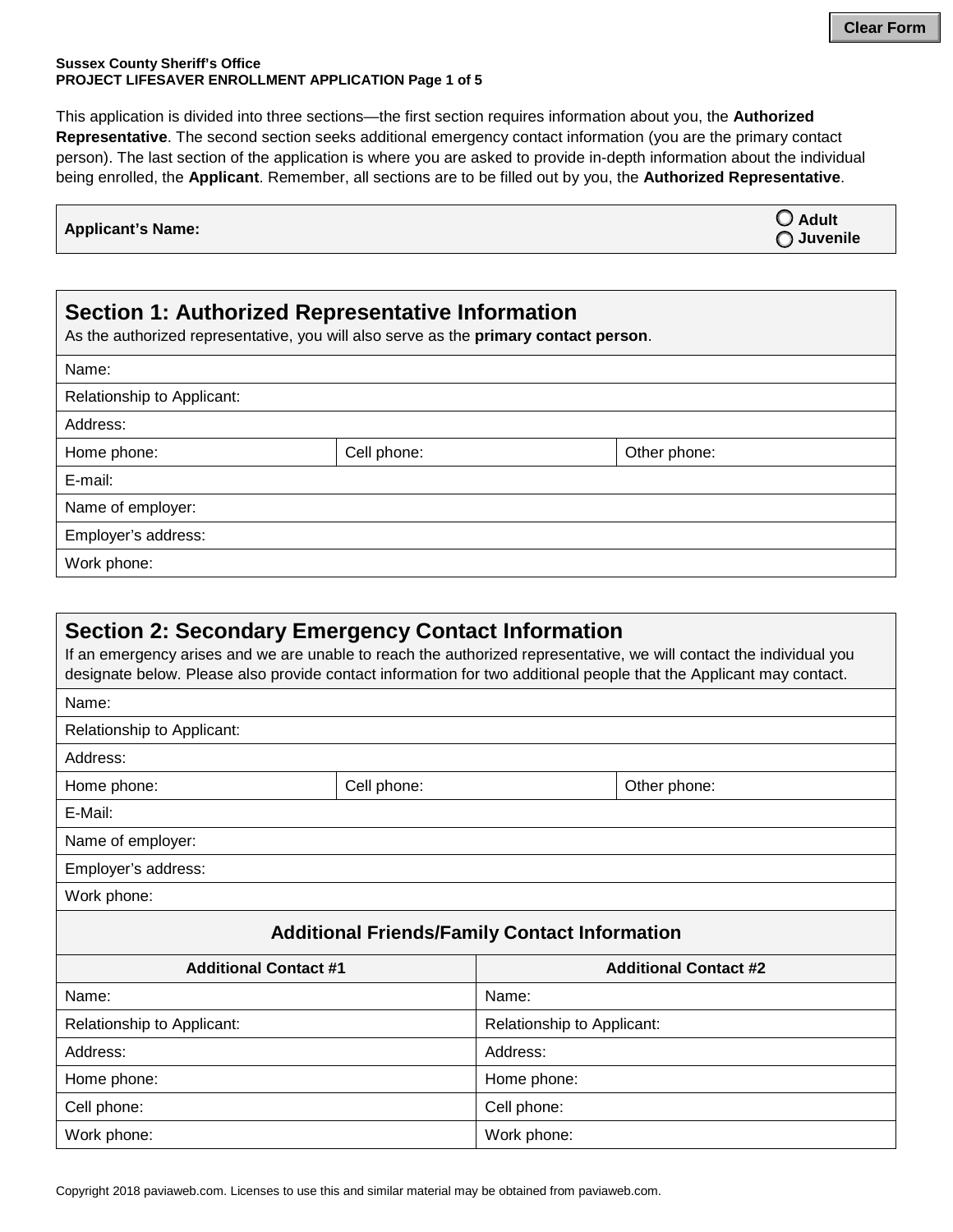**Sussex County Sheriff's Office**
**PROJECT LIFESAVER ENROLLMENT APPLICATION Page 1 of 5**

This application is divided into three sections—the first section requires information about you, the **Authorized Representative**. The second section seeks additional emergency contact information (you are the primary contact person). The last section of the application is where you are asked to provide in-depth information about the individual being enrolled, the **Applicant**. Remember, all sections are to be filled out by you, the **Authorized Representative**.

| **Applicant's Name:** | ○ **Adult** ○ **Juvenile** |
|---|---|

## Section 1: Authorized Representative Information

As the authorized representative, you will also serve as the **primary contact person**.

| Name: | | |
|---|---|---|
| Relationship to Applicant: | | |
| Address: | | |
| Home phone: | Cell phone: | Other phone: |
| E-mail: | | |
| Name of employer: | | |
| Employer's address: | | |
| Work phone: | | |

## Section 2: Secondary Emergency Contact Information

If an emergency arises and we are unable to reach the authorized representative, we will contact the individual you designate below. Please also provide contact information for two additional people that the Applicant may contact.

| Name: | | |
|---|---|---|
| Relationship to Applicant: | | |
| Address: | | |
| Home phone: | Cell phone: | Other phone: |
| E-Mail: | | |
| Name of employer: | | |
| Employer's address: | | |
| Work phone: | | |

### Additional Friends/Family Contact Information

| **Additional Contact #1** | **Additional Contact #2** |
|---|---|
| Name: | Name: |
| Relationship to Applicant: | Relationship to Applicant: |
| Address: | Address: |
| Home phone: | Home phone: |
| Cell phone: | Cell phone: |
| Work phone: | Work phone: |

Copyright 2018 paviaweb.com. Licenses to use this and similar material may be obtained from paviaweb.com.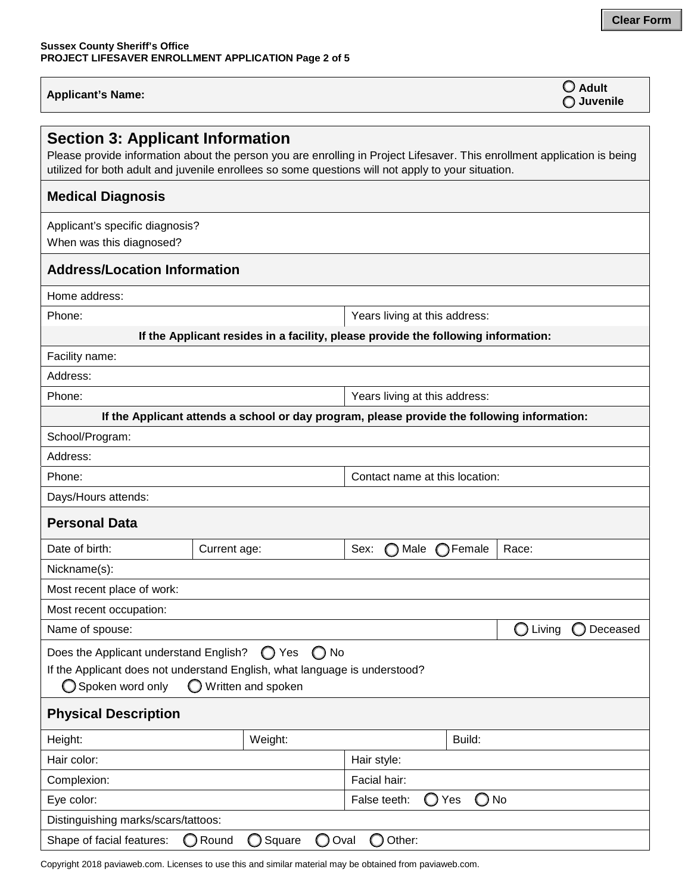Clear Form

**Sussex County Sheriff's Office**
**PROJECT LIFESAVER ENROLLMENT APPLICATION Page 2 of 5**

| **Applicant's Name:** | ◯ **Adult** ◯ **Juvenile** |
|---|---|

## Section 3: Applicant Information

Please provide information about the person you are enrolling in Project Lifesaver. This enrollment application is being utilized for both adult and juvenile enrollees so some questions will not apply to your situation.

### Medical Diagnosis

Applicant's specific diagnosis?

When was this diagnosed?

### Address/Location Information

| Home address: | |
|---|---|
| Phone: | Years living at this address: |
| **If the Applicant resides in a facility, please provide the following information:** | |
| Facility name: | |
| Address: | |
| Phone: | Years living at this address: |
| **If the Applicant attends a school or day program, please provide the following information:** | |
| School/Program: | |
| Address: | |
| Phone: | Contact name at this location: |
| Days/Hours attends: | |

### Personal Data

| Date of birth: | Current age: | Sex: ◯ Male ◯ Female | Race: |
|---|---|---|---|
| Nickname(s): | | | |
| Most recent place of work: | | | |
| Most recent occupation: | | | |
| Name of spouse: | | | ◯ Living ◯ Deceased |

Does the Applicant understand English? ◯ Yes ◯ No

If the Applicant does not understand English, what language is understood?

◯ Spoken word only ◯ Written and spoken

### Physical Description

| Height: | Weight: | Build: |
|---|---|---|
| Hair color: | Hair style: | |
| Complexion: | Facial hair: | |
| Eye color: | False teeth: ◯ Yes ◯ No | |
| Distinguishing marks/scars/tattoos: | | |
| Shape of facial features: ◯ Round ◯ Square ◯ Oval ◯ Other: | | |

Copyright 2018 paviaweb.com. Licenses to use this and similar material may be obtained from paviaweb.com.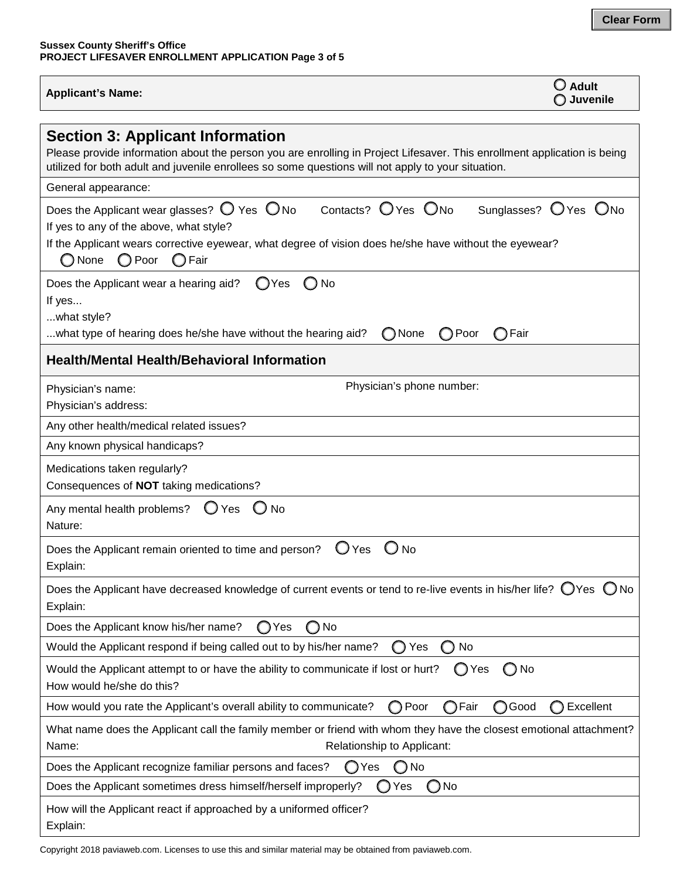**Sussex County Sheriff's Office**
**PROJECT LIFESAVER ENROLLMENT APPLICATION Page 3 of 5**

**Applicant's Name:** ○ **Adult** ○ **Juvenile**

## Section 3: Applicant Information

Please provide information about the person you are enrolling in Project Lifesaver. This enrollment application is being utilized for both adult and juvenile enrollees so some questions will not apply to your situation.

General appearance:

Does the Applicant wear glasses? ○ Yes ○ No Contacts? ○ Yes ○ No Sunglasses? ○ Yes ○ No

If yes to any of the above, what style?

If the Applicant wears corrective eyewear, what degree of vision does he/she have without the eyewear?

○ None ○ Poor ○ Fair

Does the Applicant wear a hearing aid? ○ Yes ○ No

If yes...

...what style?

...what type of hearing does he/she have without the hearing aid? ○ None ○ Poor ○ Fair

### Health/Mental Health/Behavioral Information

Physician's name: Physician's phone number:

Physician's address:

Any other health/medical related issues?

Any known physical handicaps?

Medications taken regularly?

Consequences of **NOT** taking medications?

Any mental health problems? ○ Yes ○ No

Nature:

Does the Applicant remain oriented to time and person? ○ Yes ○ No

Explain:

Does the Applicant have decreased knowledge of current events or tend to re-live events in his/her life? ○ Yes ○ No

Explain:

Does the Applicant know his/her name? ○ Yes ○ No

Would the Applicant respond if being called out to by his/her name? ○ Yes ○ No

Would the Applicant attempt to or have the ability to communicate if lost or hurt? ○ Yes ○ No

How would he/she do this?

How would you rate the Applicant's overall ability to communicate? ○ Poor ○ Fair ○ Good ○ Excellent

What name does the Applicant call the family member or friend with whom they have the closest emotional attachment?

Name: Relationship to Applicant:

Does the Applicant recognize familiar persons and faces? ○ Yes ○ No

Does the Applicant sometimes dress himself/herself improperly? ○ Yes ○ No

How will the Applicant react if approached by a uniformed officer?

Explain:

Copyright 2018 paviaweb.com. Licenses to use this and similar material may be obtained from paviaweb.com.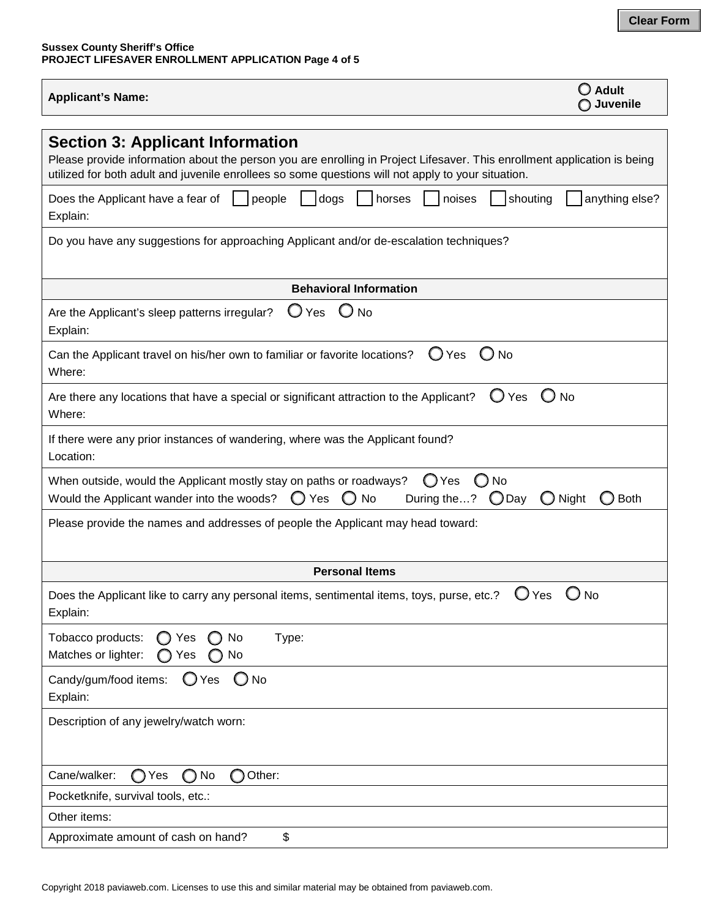**Sussex County Sheriff's Office**
**PROJECT LIFESAVER ENROLLMENT APPLICATION Page 4 of 5**

**Applicant's Name:** ○ Adult ○ Juvenile

## Section 3: Applicant Information

Please provide information about the person you are enrolling in Project Lifesaver. This enrollment application is being utilized for both adult and juvenile enrollees so some questions will not apply to your situation.

Does the Applicant have a fear of ☐ people ☐ dogs ☐ horses ☐ noises ☐ shouting ☐ anything else?
Explain:

Do you have any suggestions for approaching Applicant and/or de-escalation techniques?

### Behavioral Information

Are the Applicant's sleep patterns irregular? ○ Yes ○ No
Explain:

Can the Applicant travel on his/her own to familiar or favorite locations? ○ Yes ○ No
Where:

Are there any locations that have a special or significant attraction to the Applicant? ○ Yes ○ No
Where:

If there were any prior instances of wandering, where was the Applicant found?
Location:

When outside, would the Applicant mostly stay on paths or roadways? ○ Yes ○ No
Would the Applicant wander into the woods? ○ Yes ○ No During the…? ○ Day ○ Night ○ Both

Please provide the names and addresses of people the Applicant may head toward:

### Personal Items

Does the Applicant like to carry any personal items, sentimental items, toys, purse, etc.? ○ Yes ○ No
Explain:

Tobacco products: ○ Yes ○ No Type:
Matches or lighter: ○ Yes ○ No

Candy/gum/food items: ○ Yes ○ No
Explain:

Description of any jewelry/watch worn:

Cane/walker: ○ Yes ○ No ○ Other:

Pocketknife, survival tools, etc.:

Other items:

Approximate amount of cash on hand? $

Copyright 2018 paviaweb.com. Licenses to use this and similar material may be obtained from paviaweb.com.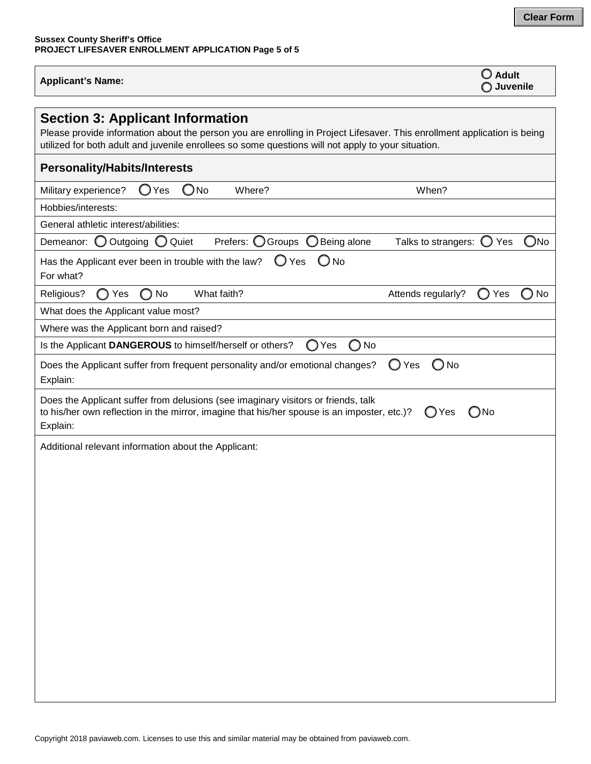**Sussex County Sheriff's Office**
**PROJECT LIFESAVER ENROLLMENT APPLICATION Page 5 of 5**

**Applicant's Name:** ○ **Adult** ○ **Juvenile**

## Section 3: Applicant Information

Please provide information about the person you are enrolling in Project Lifesaver. This enrollment application is being utilized for both adult and juvenile enrollees so some questions will not apply to your situation.

### Personality/Habits/Interests

Military experience? ○ Yes ○ No Where? When?

Hobbies/interests:

General athletic interest/abilities:

Demeanor: ○ Outgoing ○ Quiet Prefers: ○ Groups ○ Being alone Talks to strangers: ○ Yes ○ No

Has the Applicant ever been in trouble with the law? ○ Yes ○ No
For what?

Religious? ○ Yes ○ No What faith? Attends regularly? ○ Yes ○ No

What does the Applicant value most?

Where was the Applicant born and raised?

Is the Applicant **DANGEROUS** to himself/herself or others? ○ Yes ○ No

Does the Applicant suffer from frequent personality and/or emotional changes? ○ Yes ○ No
Explain:

Does the Applicant suffer from delusions (see imaginary visitors or friends, talk to his/her own reflection in the mirror, imagine that his/her spouse is an imposter, etc.)? ○ Yes ○ No
Explain:

Additional relevant information about the Applicant:

Copyright 2018 paviaweb.com. Licenses to use this and similar material may be obtained from paviaweb.com.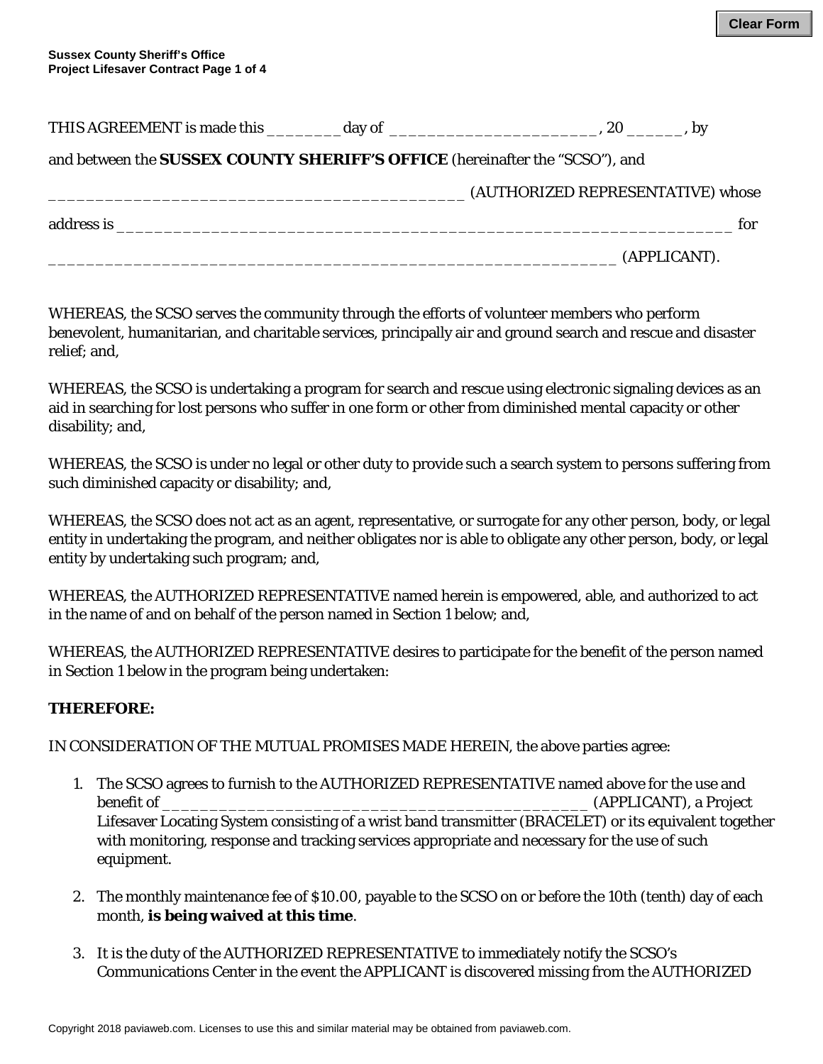THIS AGREEMENT is made this ________ day of _______________________, 20 ______, by

and between the **SUSSEX COUNTY SHERIFF'S OFFICE** (hereinafter the "SCSO"), and

_______________________________________________ (AUTHORIZED REPRESENTATIVE) whose

address is _____________________________________________________________________ for

________________________________________________________________ (APPLICANT).

WHEREAS, the SCSO serves the community through the efforts of volunteer members who perform benevolent, humanitarian, and charitable services, principally air and ground search and rescue and disaster relief; and,

WHEREAS, the SCSO is undertaking a program for search and rescue using electronic signaling devices as an aid in searching for lost persons who suffer in one form or other from diminished mental capacity or other disability; and,

WHEREAS, the SCSO is under no legal or other duty to provide such a search system to persons suffering from such diminished capacity or disability; and,

WHEREAS, the SCSO does not act as an agent, representative, or surrogate for any other person, body, or legal entity in undertaking the program, and neither obligates nor is able to obligate any other person, body, or legal entity by undertaking such program; and,

WHEREAS, the AUTHORIZED REPRESENTATIVE named herein is empowered, able, and authorized to act in the name of and on behalf of the person named in Section 1 below; and,

WHEREAS, the AUTHORIZED REPRESENTATIVE desires to participate for the benefit of the person named in Section 1 below in the program being undertaken:

**THEREFORE:**

IN CONSIDERATION OF THE MUTUAL PROMISES MADE HEREIN, the above parties agree:

1. The SCSO agrees to furnish to the AUTHORIZED REPRESENTATIVE named above for the use and benefit of ________________________________________________ (APPLICANT), a Project Lifesaver Locating System consisting of a wrist band transmitter (BRACELET) or its equivalent together with monitoring, response and tracking services appropriate and necessary for the use of such equipment.

2. The monthly maintenance fee of $10.00, payable to the SCSO on or before the 10th (tenth) day of each month, **is being waived at this time**.

3. It is the duty of the AUTHORIZED REPRESENTATIVE to immediately notify the SCSO's Communications Center in the event the APPLICANT is discovered missing from the AUTHORIZED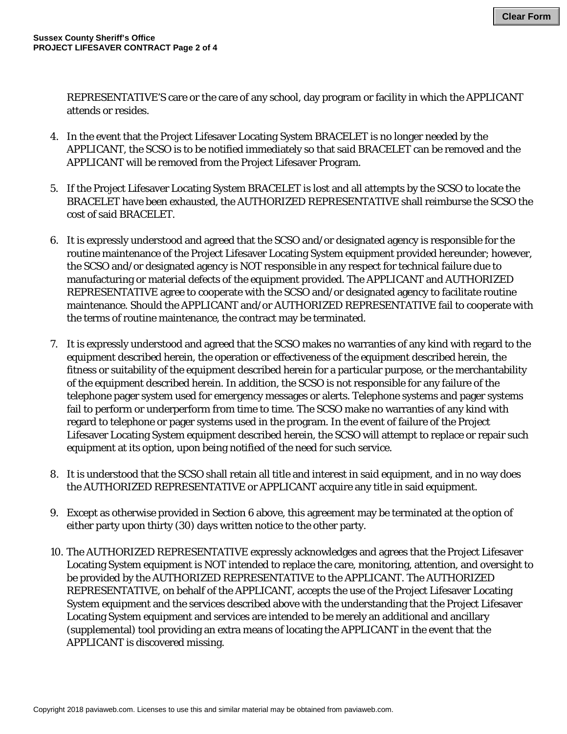REPRESENTATIVE'S care or the care of any school, day program or facility in which the APPLICANT attends or resides.

4. In the event that the Project Lifesaver Locating System BRACELET is no longer needed by the APPLICANT, the SCSO is to be notified immediately so that said BRACELET can be removed and the APPLICANT will be removed from the Project Lifesaver Program.

5. If the Project Lifesaver Locating System BRACELET is lost and all attempts by the SCSO to locate the BRACELET have been exhausted, the AUTHORIZED REPRESENTATIVE shall reimburse the SCSO the cost of said BRACELET.

6. It is expressly understood and agreed that the SCSO and/or designated agency is responsible for the routine maintenance of the Project Lifesaver Locating System equipment provided hereunder; however, the SCSO and/or designated agency is NOT responsible in any respect for technical failure due to manufacturing or material defects of the equipment provided. The APPLICANT and AUTHORIZED REPRESENTATIVE agree to cooperate with the SCSO and/or designated agency to facilitate routine maintenance. Should the APPLICANT and/or AUTHORIZED REPRESENTATIVE fail to cooperate with the terms of routine maintenance, the contract may be terminated.

7. It is expressly understood and agreed that the SCSO makes no warranties of any kind with regard to the equipment described herein, the operation or effectiveness of the equipment described herein, the fitness or suitability of the equipment described herein for a particular purpose, or the merchantability of the equipment described herein. In addition, the SCSO is not responsible for any failure of the telephone pager system used for emergency messages or alerts. Telephone systems and pager systems fail to perform or underperform from time to time. The SCSO make no warranties of any kind with regard to telephone or pager systems used in the program. In the event of failure of the Project Lifesaver Locating System equipment described herein, the SCSO will attempt to replace or repair such equipment at its option, upon being notified of the need for such service.

8. It is understood that the SCSO shall retain all title and interest in said equipment, and in no way does the AUTHORIZED REPRESENTATIVE or APPLICANT acquire any title in said equipment.

9. Except as otherwise provided in Section 6 above, this agreement may be terminated at the option of either party upon thirty (30) days written notice to the other party.

10. The AUTHORIZED REPRESENTATIVE expressly acknowledges and agrees that the Project Lifesaver Locating System equipment is NOT intended to replace the care, monitoring, attention, and oversight to be provided by the AUTHORIZED REPRESENTATIVE to the APPLICANT. The AUTHORIZED REPRESENTATIVE, on behalf of the APPLICANT, accepts the use of the Project Lifesaver Locating System equipment and the services described above with the understanding that the Project Lifesaver Locating System equipment and services are intended to be merely an additional and ancillary (supplemental) tool providing an extra means of locating the APPLICANT in the event that the APPLICANT is discovered missing.

Copyright 2018 paviaweb.com. Licenses to use this and similar material may be obtained from paviaweb.com.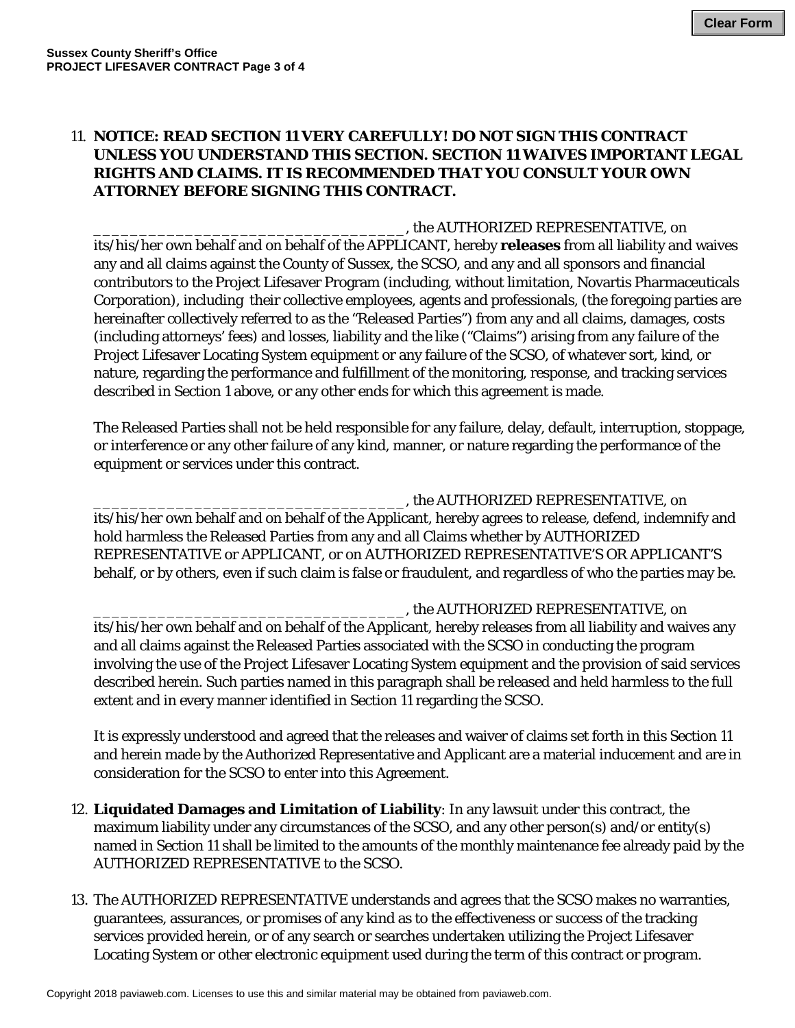11. **NOTICE: READ SECTION 11 VERY CAREFULLY! DO NOT SIGN THIS CONTRACT UNLESS YOU UNDERSTAND THIS SECTION. SECTION 11 WAIVES IMPORTANT LEGAL RIGHTS AND CLAIMS. IT IS RECOMMENDED THAT YOU CONSULT YOUR OWN ATTORNEY BEFORE SIGNING THIS CONTRACT.**

    __________________________________, the AUTHORIZED REPRESENTATIVE, on its/his/her own behalf and on behalf of the APPLICANT, hereby **releases** from all liability and waives any and all claims against the County of Sussex, the SCSO, and any and all sponsors and financial contributors to the Project Lifesaver Program (including, without limitation, Novartis Pharmaceuticals Corporation), including their collective employees, agents and professionals, (the foregoing parties are hereinafter collectively referred to as the "Released Parties") from any and all claims, damages, costs (including attorneys' fees) and losses, liability and the like ("Claims") arising from any failure of the Project Lifesaver Locating System equipment or any failure of the SCSO, of whatever sort, kind, or nature, regarding the performance and fulfillment of the monitoring, response, and tracking services described in Section 1 above, or any other ends for which this agreement is made.

    The Released Parties shall not be held responsible for any failure, delay, default, interruption, stoppage, or interference or any other failure of any kind, manner, or nature regarding the performance of the equipment or services under this contract.

    __________________________________, the AUTHORIZED REPRESENTATIVE, on its/his/her own behalf and on behalf of the Applicant, hereby agrees to release, defend, indemnify and hold harmless the Released Parties from any and all Claims whether by AUTHORIZED REPRESENTATIVE or APPLICANT, or on AUTHORIZED REPRESENTATIVE'S OR APPLICANT'S behalf, or by others, even if such claim is false or fraudulent, and regardless of who the parties may be.

    __________________________________, the AUTHORIZED REPRESENTATIVE, on its/his/her own behalf and on behalf of the Applicant, hereby releases from all liability and waives any and all claims against the Released Parties associated with the SCSO in conducting the program involving the use of the Project Lifesaver Locating System equipment and the provision of said services described herein. Such parties named in this paragraph shall be released and held harmless to the full extent and in every manner identified in Section 11 regarding the SCSO.

    It is expressly understood and agreed that the releases and waiver of claims set forth in this Section 11 and herein made by the Authorized Representative and Applicant are a material inducement and are in consideration for the SCSO to enter into this Agreement.

12. **Liquidated Damages and Limitation of Liability**: In any lawsuit under this contract, the maximum liability under any circumstances of the SCSO, and any other person(s) and/or entity(s) named in Section 11 shall be limited to the amounts of the monthly maintenance fee already paid by the AUTHORIZED REPRESENTATIVE to the SCSO.

13. The AUTHORIZED REPRESENTATIVE understands and agrees that the SCSO makes no warranties, guarantees, assurances, or promises of any kind as to the effectiveness or success of the tracking services provided herein, or of any search or searches undertaken utilizing the Project Lifesaver Locating System or other electronic equipment used during the term of this contract or program.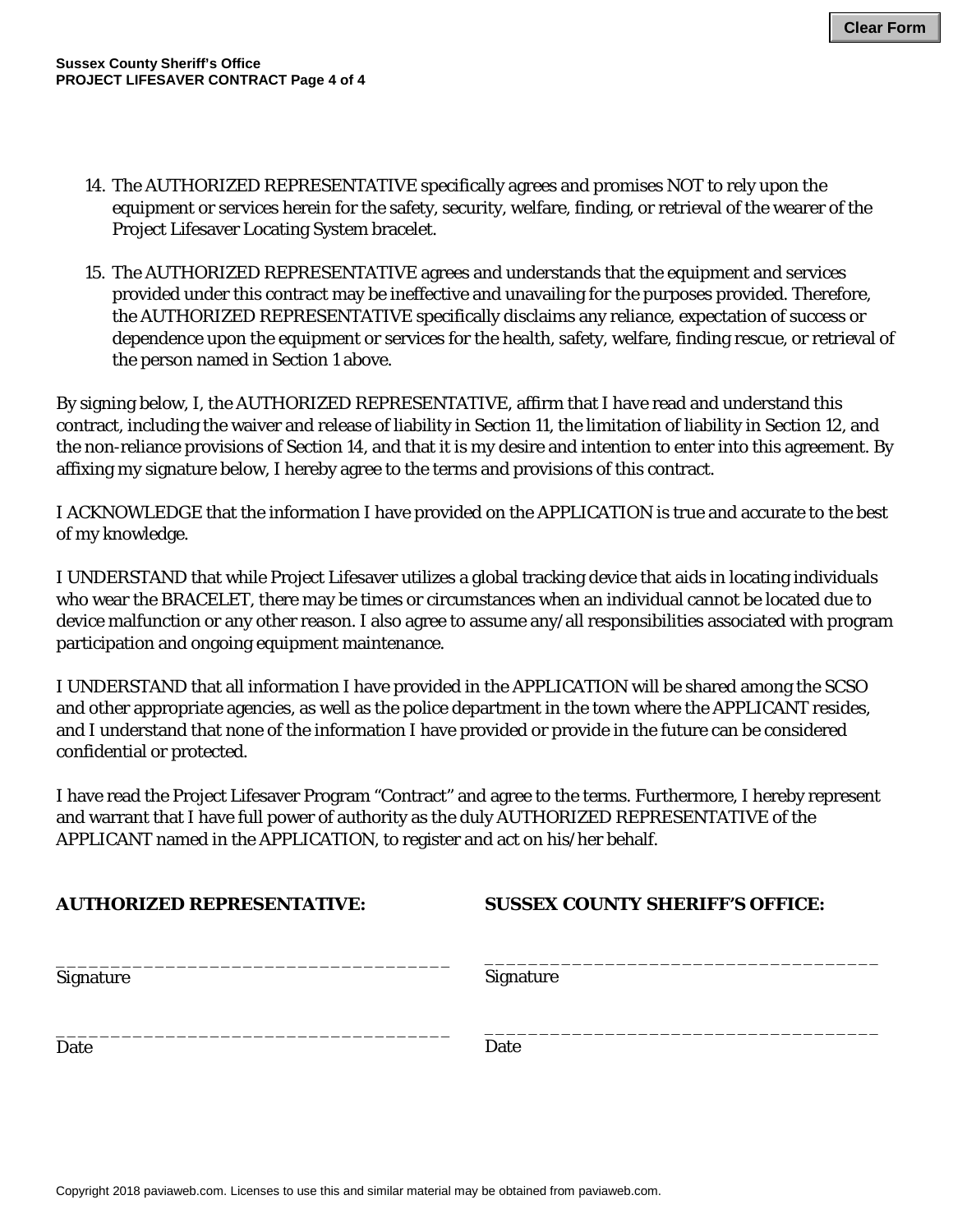14. The AUTHORIZED REPRESENTATIVE specifically agrees and promises NOT to rely upon the equipment or services herein for the safety, security, welfare, finding, or retrieval of the wearer of the Project Lifesaver Locating System bracelet.

15. The AUTHORIZED REPRESENTATIVE agrees and understands that the equipment and services provided under this contract may be ineffective and unavailing for the purposes provided. Therefore, the AUTHORIZED REPRESENTATIVE specifically disclaims any reliance, expectation of success or dependence upon the equipment or services for the health, safety, welfare, finding rescue, or retrieval of the person named in Section 1 above.

By signing below, I, the AUTHORIZED REPRESENTATIVE, affirm that I have read and understand this contract, including the waiver and release of liability in Section 11, the limitation of liability in Section 12, and the non-reliance provisions of Section 14, and that it is my desire and intention to enter into this agreement. By affixing my signature below, I hereby agree to the terms and provisions of this contract.

I ACKNOWLEDGE that the information I have provided on the APPLICATION is true and accurate to the best of my knowledge.

I UNDERSTAND that while Project Lifesaver utilizes a global tracking device that aids in locating individuals who wear the BRACELET, there may be times or circumstances when an individual cannot be located due to device malfunction or any other reason. I also agree to assume any/all responsibilities associated with program participation and ongoing equipment maintenance.

I UNDERSTAND that all information I have provided in the APPLICATION will be shared among the SCSO and other appropriate agencies, as well as the police department in the town where the APPLICANT resides, and I understand that none of the information I have provided or provide in the future can be considered confidential or protected.

I have read the Project Lifesaver Program "Contract" and agree to the terms. Furthermore, I hereby represent and warrant that I have full power of authority as the duly AUTHORIZED REPRESENTATIVE of the APPLICANT named in the APPLICATION, to register and act on his/her behalf.

**AUTHORIZED REPRESENTATIVE:**

_____________________________________
Signature

_____________________________________
Date

**SUSSEX COUNTY SHERIFF'S OFFICE:**

_____________________________________
Signature

_____________________________________
Date

Copyright 2018 paviaweb.com. Licenses to use this and similar material may be obtained from paviaweb.com.